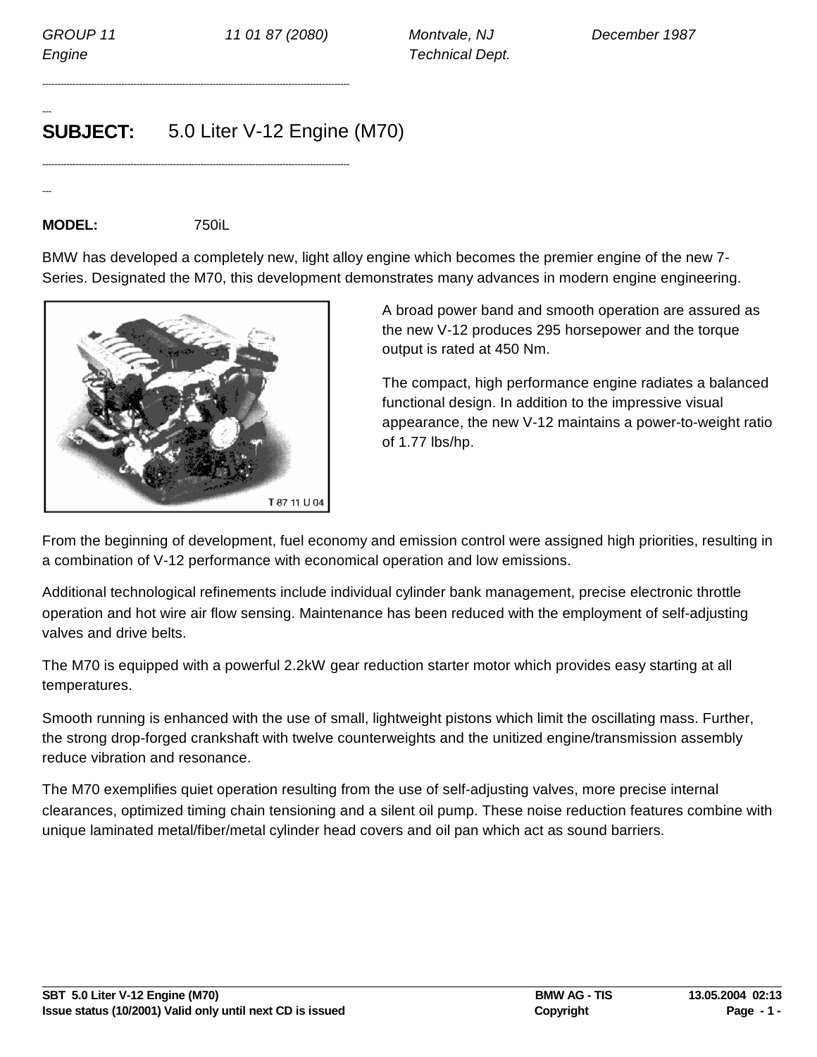GROUP 11 Engine | 11 01 87 (2080) | Montvale, NJ Technical Dept. | December 1987

# SUBJECT: 5.0 Liter V-12 Engine (M70)

**MODEL:** 750iL

BMW has developed a completely new, light alloy engine which becomes the premier engine of the new 7-Series. Designated the M70, this development demonstrates many advances in modern engine engineering.

T 87 11 U 04

A broad power band and smooth operation are assured as the new V-12 produces 295 horsepower and the torque output is rated at 450 Nm.

The compact, high performance engine radiates a balanced functional design. In addition to the impressive visual appearance, the new V-12 maintains a power-to-weight ratio of 1.77 lbs/hp.

From the beginning of development, fuel economy and emission control were assigned high priorities, resulting in a combination of V-12 performance with economical operation and low emissions.

Additional technological refinements include individual cylinder bank management, precise electronic throttle operation and hot wire air flow sensing. Maintenance has been reduced with the employment of self-adjusting valves and drive belts.

The M70 is equipped with a powerful 2.2kW gear reduction starter motor which provides easy starting at all temperatures.

Smooth running is enhanced with the use of small, lightweight pistons which limit the oscillating mass. Further, the strong drop-forged crankshaft with twelve counterweights and the unitized engine/transmission assembly reduce vibration and resonance.

The M70 exemplifies quiet operation resulting from the use of self-adjusting valves, more precise internal clearances, optimized timing chain tensioning and a silent oil pump. These noise reduction features combine with unique laminated metal/fiber/metal cylinder head covers and oil pan which act as sound barriers.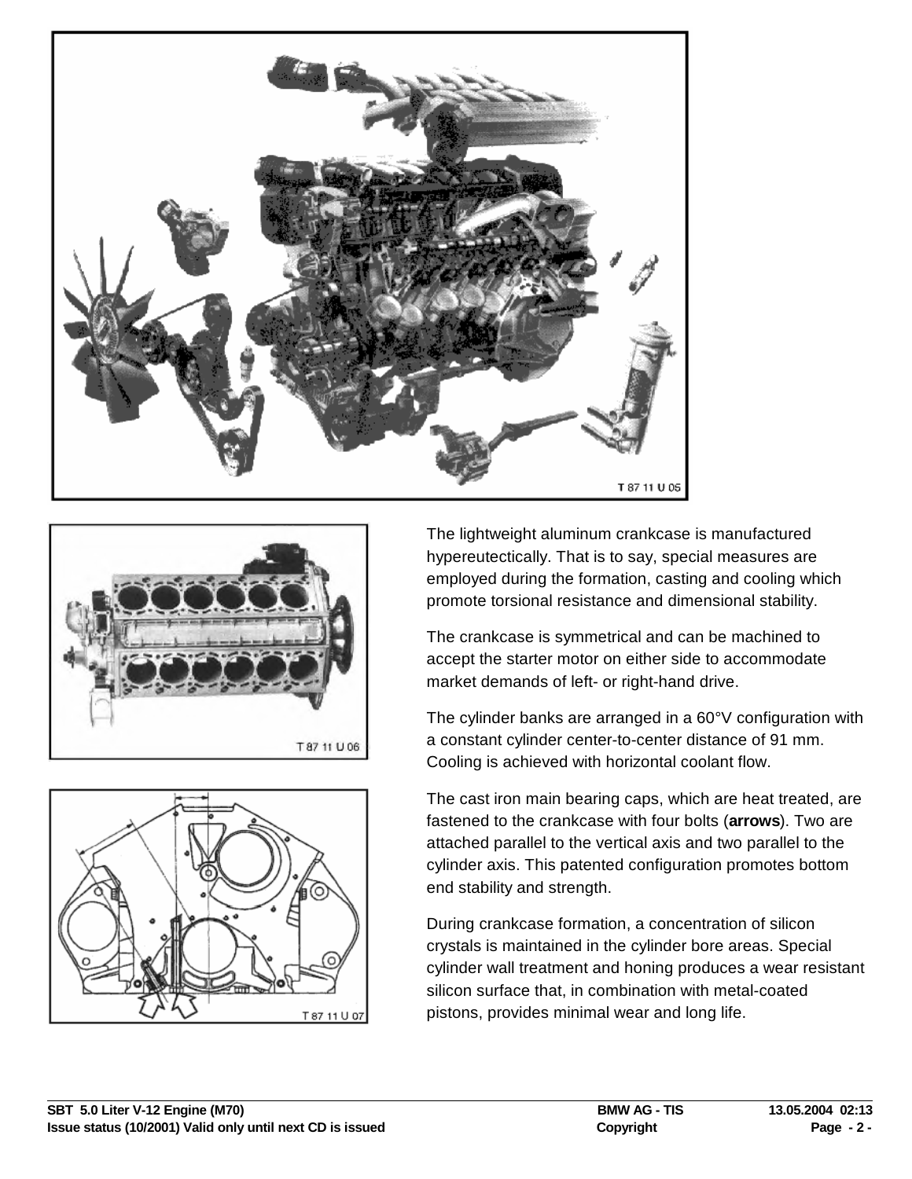T 87 11 U 05

T 87 11 U 06

T 87 11 U 07

The lightweight aluminum crankcase is manufactured hypereutectically. That is to say, special measures are employed during the formation, casting and cooling which promote torsional resistance and dimensional stability.

The crankcase is symmetrical and can be machined to accept the starter motor on either side to accommodate market demands of left- or right-hand drive.

The cylinder banks are arranged in a 60°V configuration with a constant cylinder center-to-center distance of 91 mm. Cooling is achieved with horizontal coolant flow.

The cast iron main bearing caps, which are heat treated, are fastened to the crankcase with four bolts (**arrows**). Two are attached parallel to the vertical axis and two parallel to the cylinder axis. This patented configuration promotes bottom end stability and strength.

During crankcase formation, a concentration of silicon crystals is maintained in the cylinder bore areas. Special cylinder wall treatment and honing produces a wear resistant silicon surface that, in combination with metal-coated pistons, provides minimal wear and long life.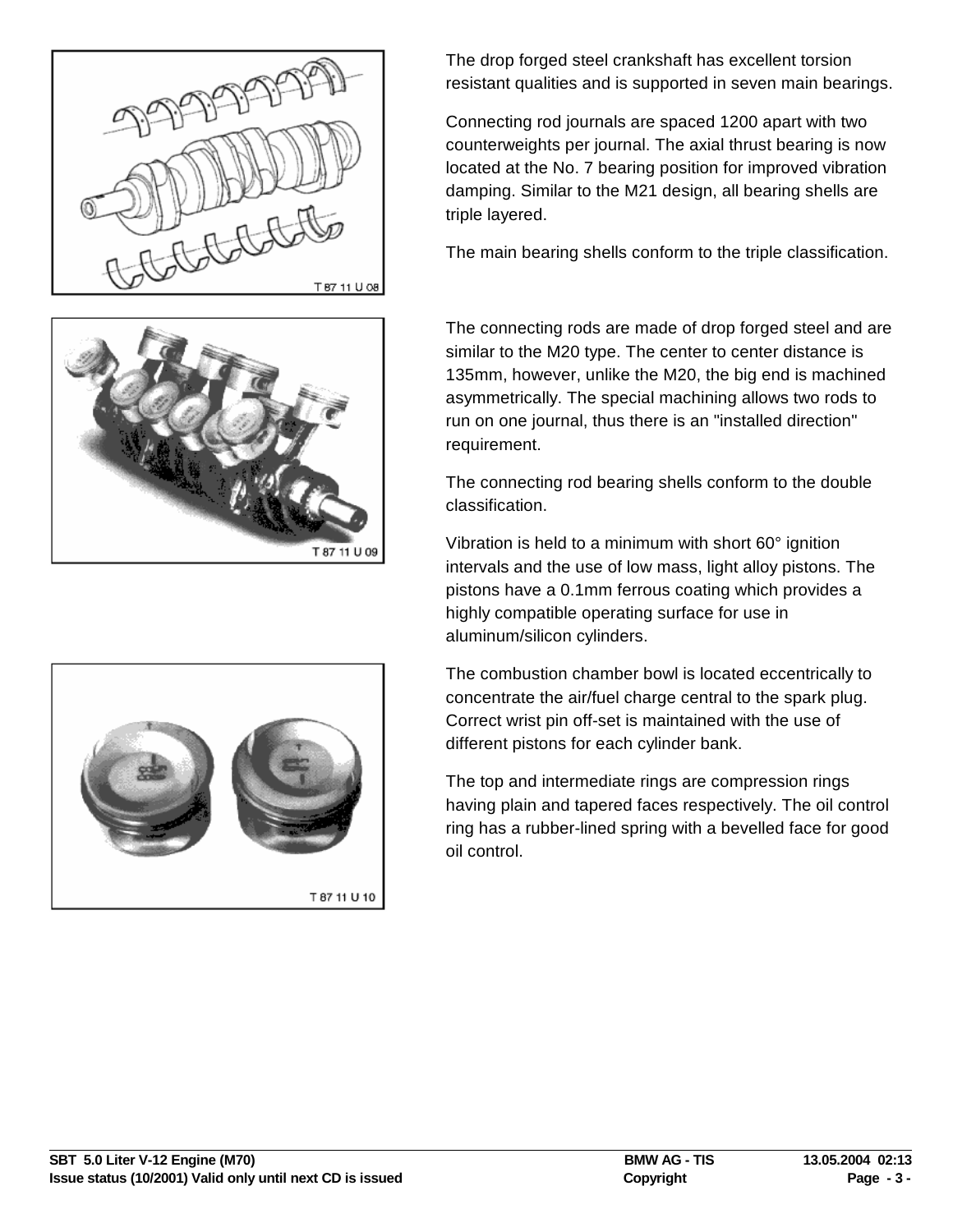The drop forged steel crankshaft has excellent torsion resistant qualities and is supported in seven main bearings.

Connecting rod journals are spaced 1200 apart with two counterweights per journal. The axial thrust bearing is now located at the No. 7 bearing position for improved vibration damping. Similar to the M21 design, all bearing shells are triple layered.

The main bearing shells conform to the triple classification.

T 87 11 U 08

The connecting rods are made of drop forged steel and are similar to the M20 type. The center to center distance is 135mm, however, unlike the M20, the big end is machined asymmetrically. The special machining allows two rods to run on one journal, thus there is an "installed direction" requirement.

The connecting rod bearing shells conform to the double classification.

Vibration is held to a minimum with short 60° ignition intervals and the use of low mass, light alloy pistons. The pistons have a 0.1mm ferrous coating which provides a highly compatible operating surface for use in aluminum/silicon cylinders.

T 87 11 U 09

The combustion chamber bowl is located eccentrically to concentrate the air/fuel charge central to the spark plug. Correct wrist pin off-set is maintained with the use of different pistons for each cylinder bank.

The top and intermediate rings are compression rings having plain and tapered faces respectively. The oil control ring has a rubber-lined spring with a bevelled face for good oil control.

T 87 11 U 10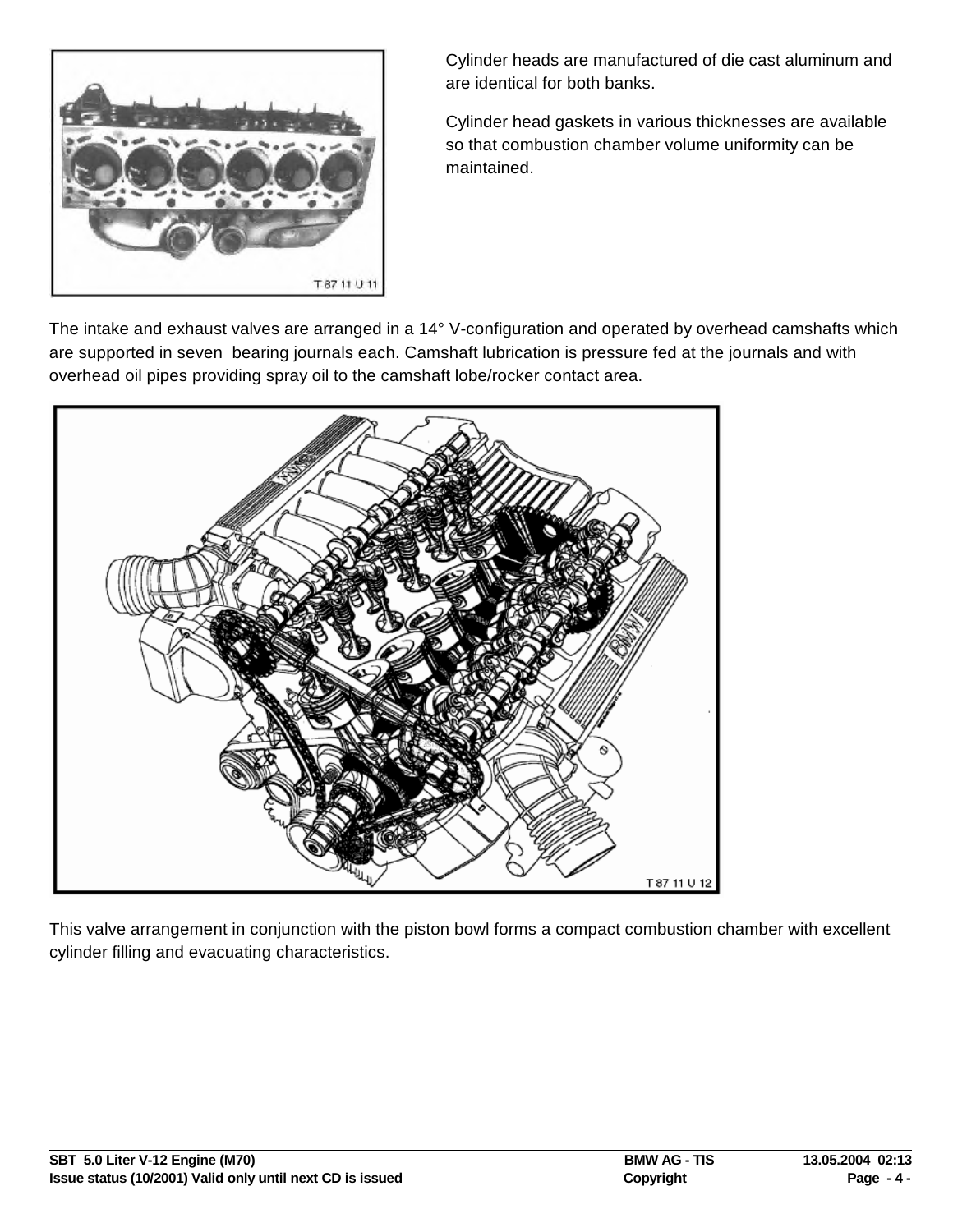Cylinder heads are manufactured of die cast aluminum and are identical for both banks.

Cylinder head gaskets in various thicknesses are available so that combustion chamber volume uniformity can be maintained.

T 87 11 U 11

The intake and exhaust valves are arranged in a 14° V-configuration and operated by overhead camshafts which are supported in seven bearing journals each. Camshaft lubrication is pressure fed at the journals and with overhead oil pipes providing spray oil to the camshaft lobe/rocker contact area.

T 87 11 U 12

This valve arrangement in conjunction with the piston bowl forms a compact combustion chamber with excellent cylinder filling and evacuating characteristics.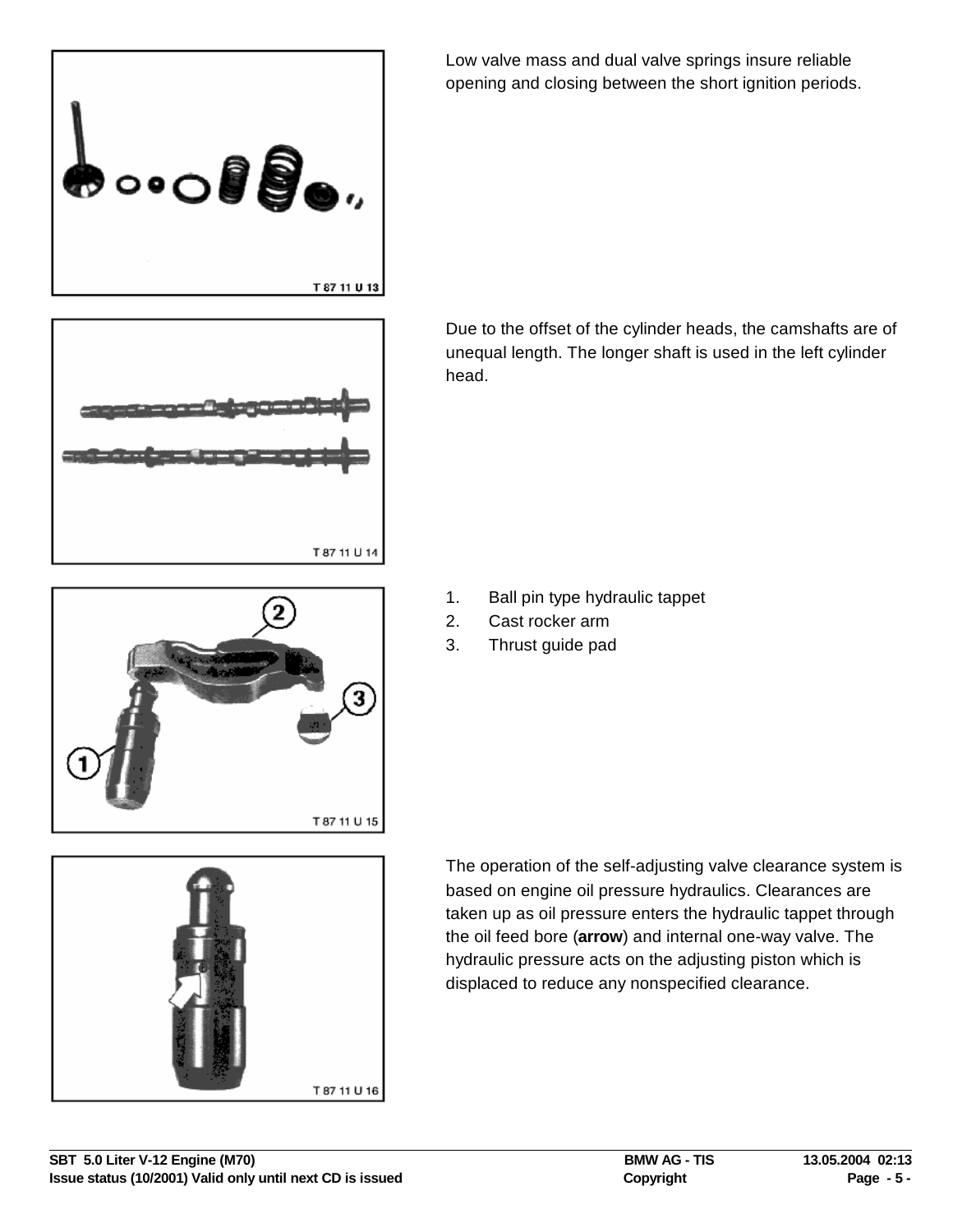T 87 11 U 13

Low valve mass and dual valve springs insure reliable opening and closing between the short ignition periods.

T 87 11 U 14

Due to the offset of the cylinder heads, the camshafts are of unequal length. The longer shaft is used in the left cylinder head.

T 87 11 U 15

1. Ball pin type hydraulic tappet
2. Cast rocker arm
3. Thrust guide pad

T 87 11 U 16

The operation of the self-adjusting valve clearance system is based on engine oil pressure hydraulics. Clearances are taken up as oil pressure enters the hydraulic tappet through the oil feed bore (**arrow**) and internal one-way valve. The hydraulic pressure acts on the adjusting piston which is displaced to reduce any nonspecified clearance.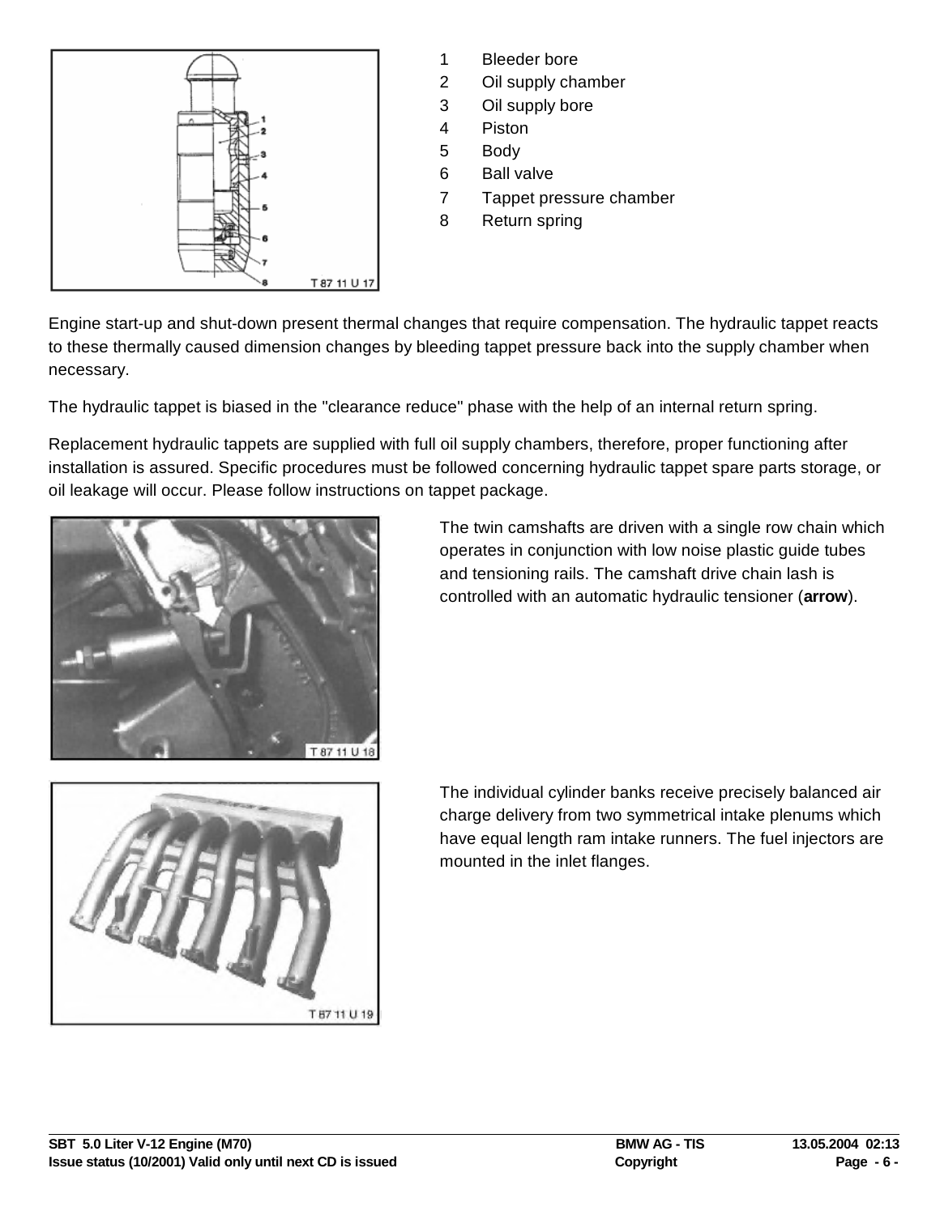1 Bleeder bore
2 Oil supply chamber
3 Oil supply bore
4 Piston
5 Body
6 Ball valve
7 Tappet pressure chamber
8 Return spring

Engine start-up and shut-down present thermal changes that require compensation. The hydraulic tappet reacts to these thermally caused dimension changes by bleeding tappet pressure back into the supply chamber when necessary.

The hydraulic tappet is biased in the "clearance reduce" phase with the help of an internal return spring.

Replacement hydraulic tappets are supplied with full oil supply chambers, therefore, proper functioning after installation is assured. Specific procedures must be followed concerning hydraulic tappet spare parts storage, or oil leakage will occur. Please follow instructions on tappet package.

The twin camshafts are driven with a single row chain which operates in conjunction with low noise plastic guide tubes and tensioning rails. The camshaft drive chain lash is controlled with an automatic hydraulic tensioner (**arrow**).

The individual cylinder banks receive precisely balanced air charge delivery from two symmetrical intake plenums which have equal length ram intake runners. The fuel injectors are mounted in the inlet flanges.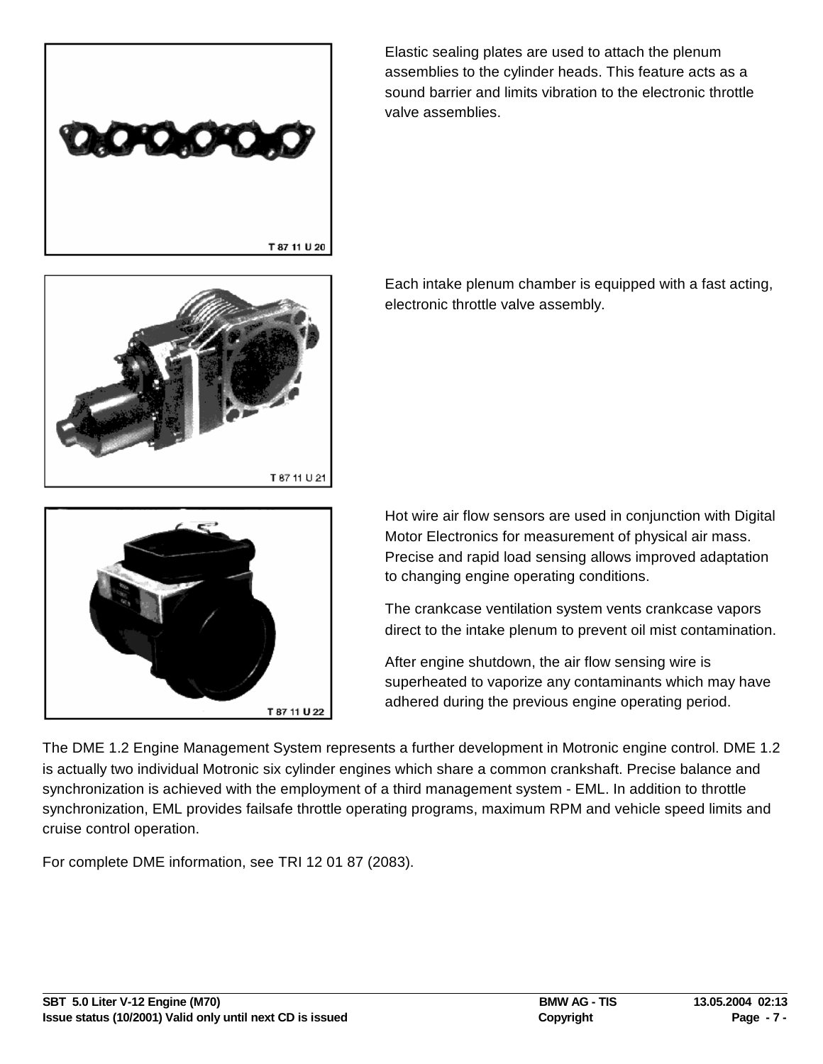T 87 11 U 20

Elastic sealing plates are used to attach the plenum assemblies to the cylinder heads. This feature acts as a sound barrier and limits vibration to the electronic throttle valve assemblies.

T 87 11 U 21

Each intake plenum chamber is equipped with a fast acting, electronic throttle valve assembly.

T 87 11 U 22

Hot wire air flow sensors are used in conjunction with Digital Motor Electronics for measurement of physical air mass. Precise and rapid load sensing allows improved adaptation to changing engine operating conditions.

The crankcase ventilation system vents crankcase vapors direct to the intake plenum to prevent oil mist contamination.

After engine shutdown, the air flow sensing wire is superheated to vaporize any contaminants which may have adhered during the previous engine operating period.

The DME 1.2 Engine Management System represents a further development in Motronic engine control. DME 1.2 is actually two individual Motronic six cylinder engines which share a common crankshaft. Precise balance and synchronization is achieved with the employment of a third management system - EML. In addition to throttle synchronization, EML provides failsafe throttle operating programs, maximum RPM and vehicle speed limits and cruise control operation.

For complete DME information, see TRI 12 01 87 (2083).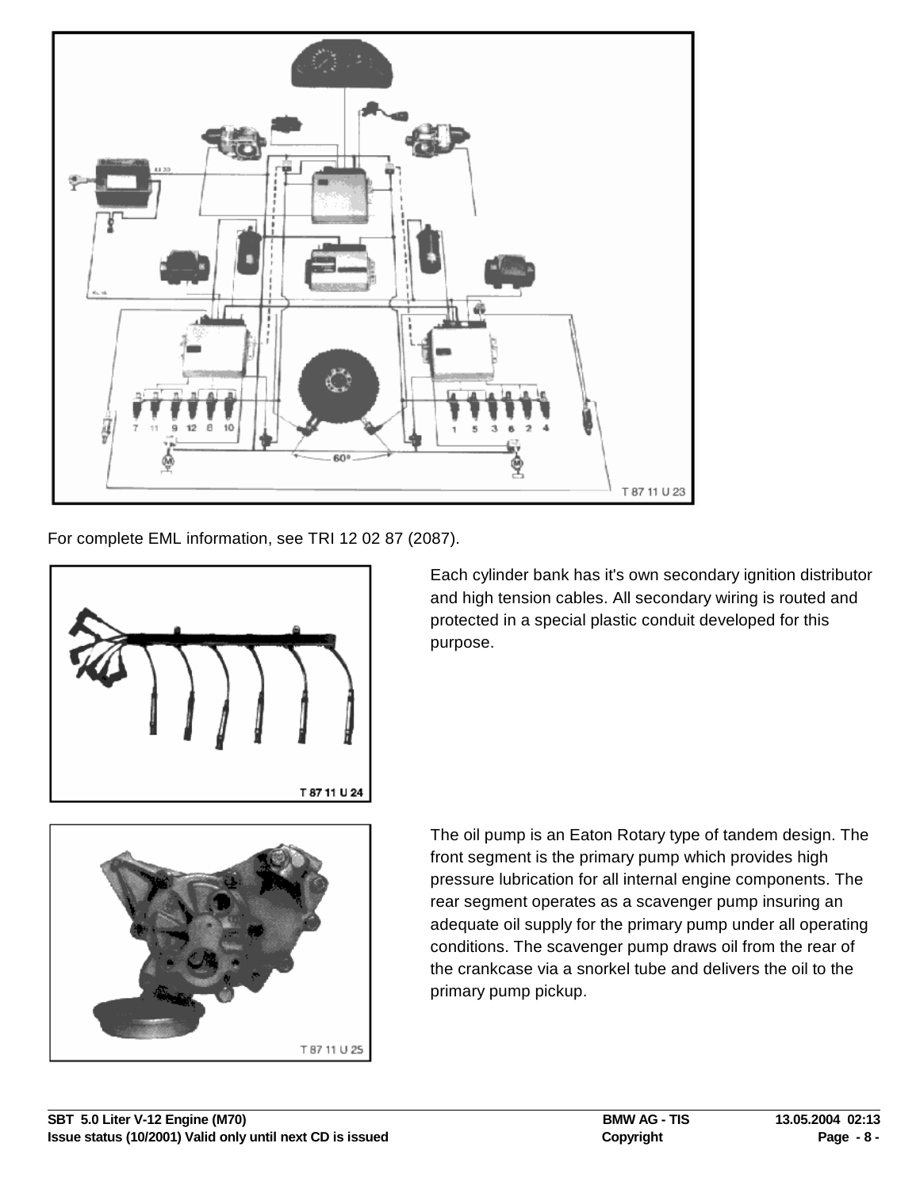T 87 11 U 23

For complete EML information, see TRI 12 02 87 (2087).

T 87 11 U 24

Each cylinder bank has it's own secondary ignition distributor and high tension cables. All secondary wiring is routed and protected in a special plastic conduit developed for this purpose.

T 87 11 U 25

The oil pump is an Eaton Rotary type of tandem design. The front segment is the primary pump which provides high pressure lubrication for all internal engine components. The rear segment operates as a scavenger pump insuring an adequate oil supply for the primary pump under all operating conditions. The scavenger pump draws oil from the rear of the crankcase via a snorkel tube and delivers the oil to the primary pump pickup.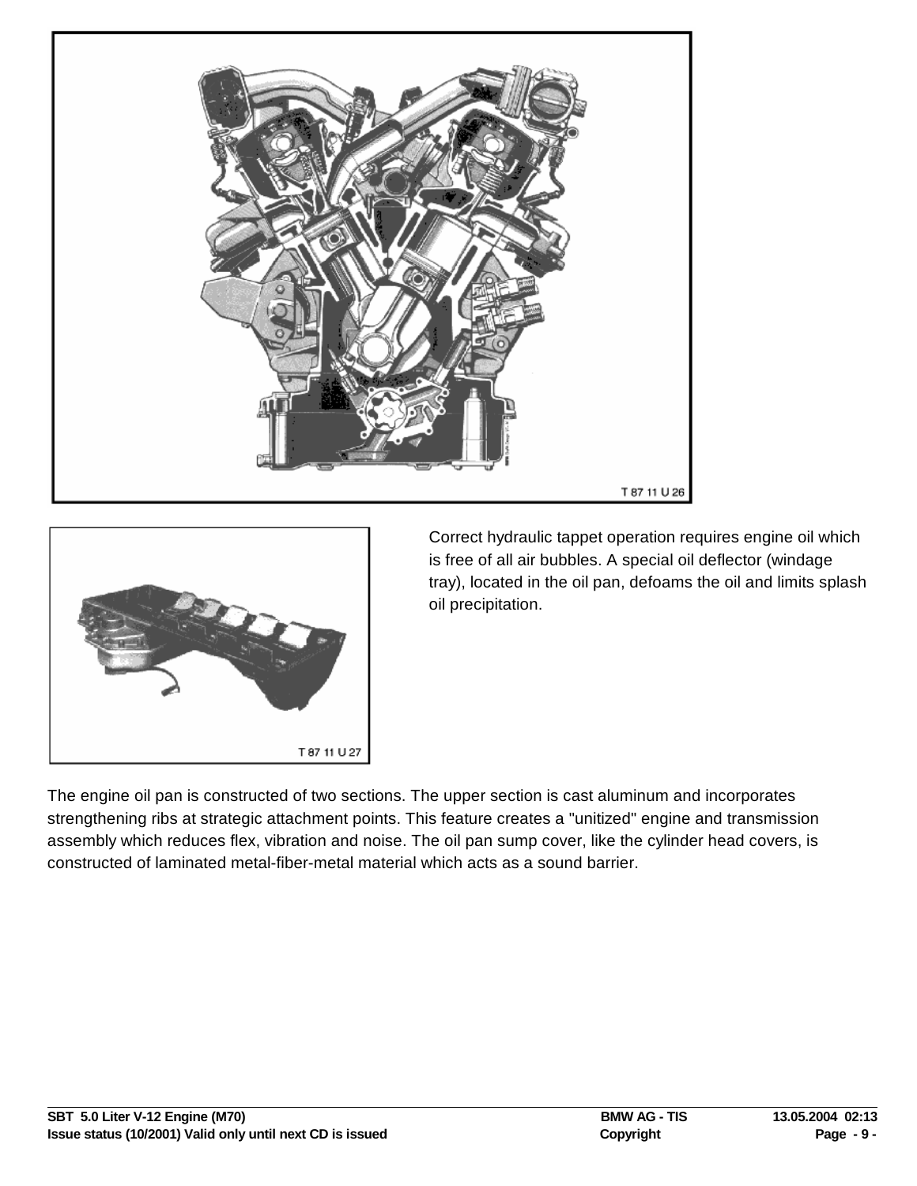T 87 11 U 26

T 87 11 U 27

Correct hydraulic tappet operation requires engine oil which is free of all air bubbles. A special oil deflector (windage tray), located in the oil pan, defoams the oil and limits splash oil precipitation.

The engine oil pan is constructed of two sections. The upper section is cast aluminum and incorporates strengthening ribs at strategic attachment points. This feature creates a "unitized" engine and transmission assembly which reduces flex, vibration and noise. The oil pan sump cover, like the cylinder head covers, is constructed of laminated metal-fiber-metal material which acts as a sound barrier.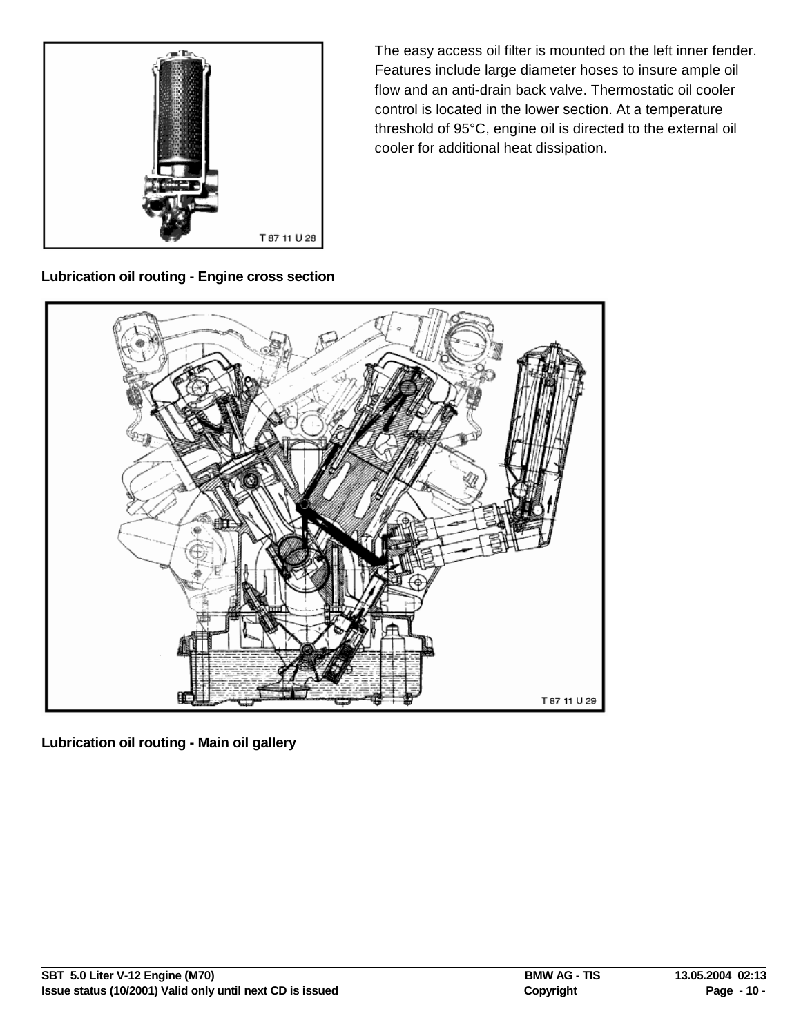The easy access oil filter is mounted on the left inner fender. Features include large diameter hoses to insure ample oil flow and an anti-drain back valve. Thermostatic oil cooler control is located in the lower section. At a temperature threshold of 95°C, engine oil is directed to the external oil cooler for additional heat dissipation.

**Lubrication oil routing - Engine cross section**

**Lubrication oil routing - Main oil gallery**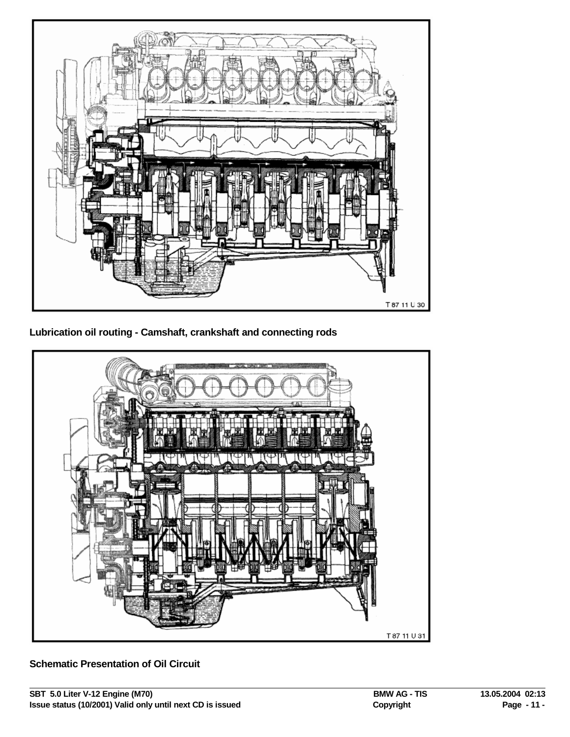T 87 11 U 30

**Lubrication oil routing - Camshaft, crankshaft and connecting rods**

T 87 11 U 31

**Schematic Presentation of Oil Circuit**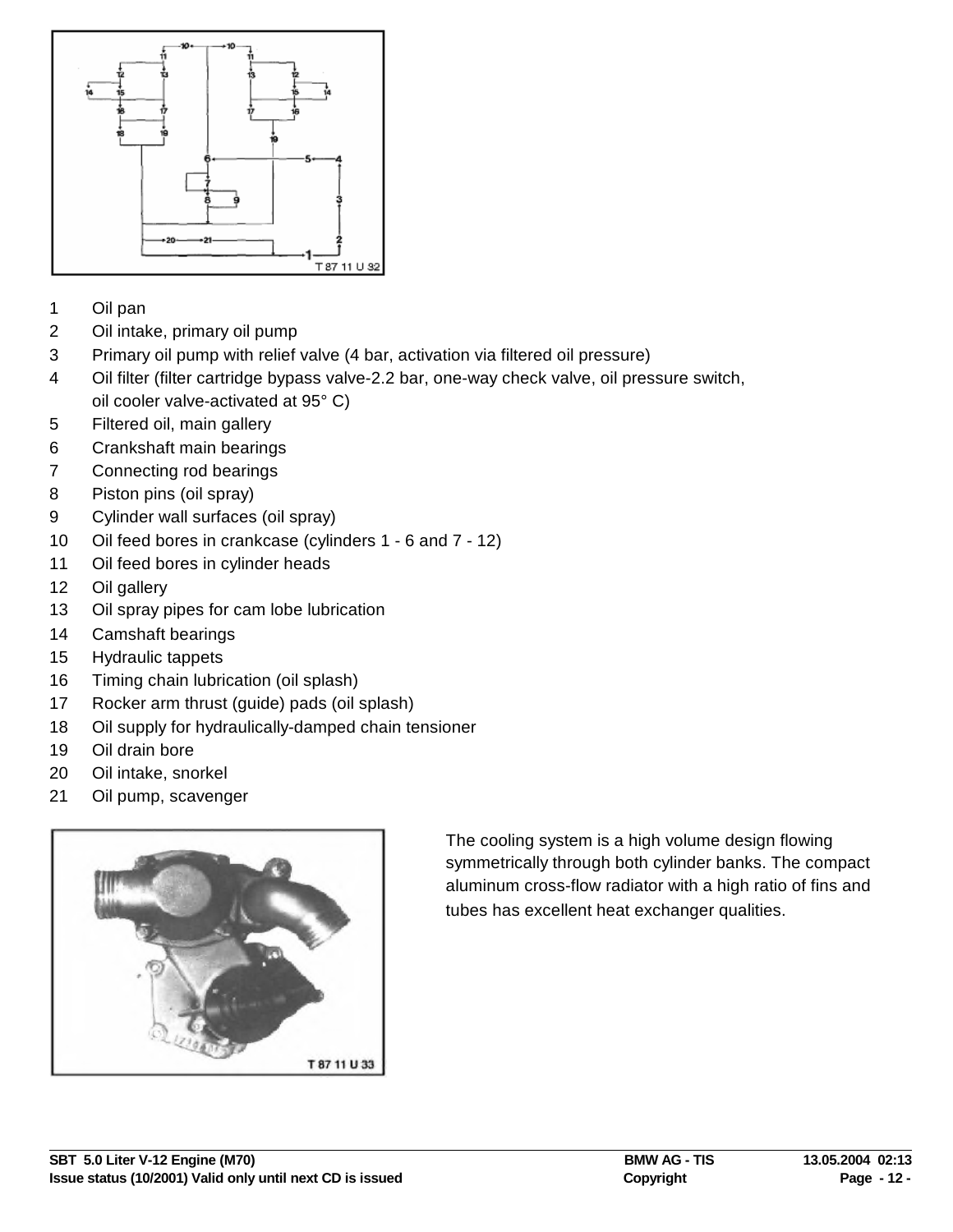T 87 11 U 32

1. Oil pan
2. Oil intake, primary oil pump
3. Primary oil pump with relief valve (4 bar, activation via filtered oil pressure)
4. Oil filter (filter cartridge bypass valve-2.2 bar, one-way check valve, oil pressure switch, oil cooler valve-activated at 95° C)
5. Filtered oil, main gallery
6. Crankshaft main bearings
7. Connecting rod bearings
8. Piston pins (oil spray)
9. Cylinder wall surfaces (oil spray)
10. Oil feed bores in crankcase (cylinders 1 - 6 and 7 - 12)
11. Oil feed bores in cylinder heads
12. Oil gallery
13. Oil spray pipes for cam lobe lubrication
14. Camshaft bearings
15. Hydraulic tappets
16. Timing chain lubrication (oil splash)
17. Rocker arm thrust (guide) pads (oil splash)
18. Oil supply for hydraulically-damped chain tensioner
19. Oil drain bore
20. Oil intake, snorkel
21. Oil pump, scavenger

T 87 11 U 33

The cooling system is a high volume design flowing symmetrically through both cylinder banks. The compact aluminum cross-flow radiator with a high ratio of fins and tubes has excellent heat exchanger qualities.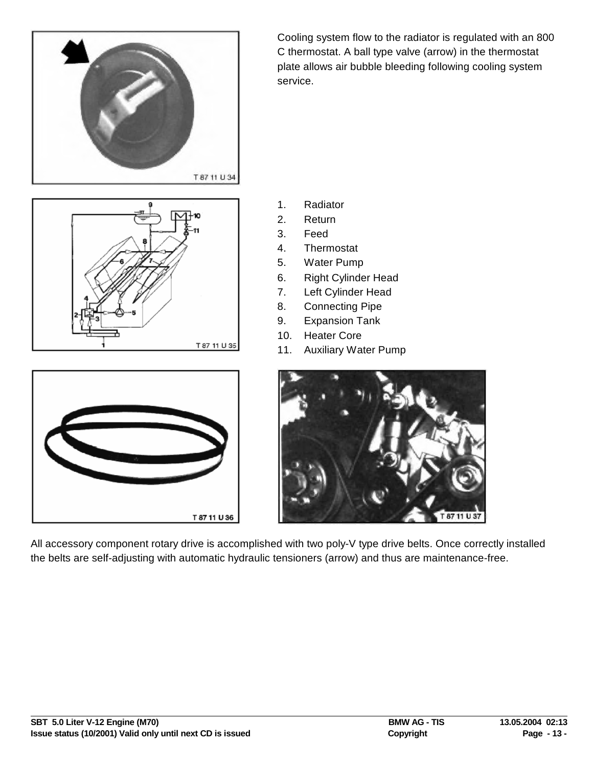Cooling system flow to the radiator is regulated with an 800 C thermostat. A ball type valve (arrow) in the thermostat plate allows air bubble bleeding following cooling system service.

T 87 11 U 34

1. Radiator
2. Return
3. Feed
4. Thermostat
5. Water Pump
6. Right Cylinder Head
7. Left Cylinder Head
8. Connecting Pipe
9. Expansion Tank
10. Heater Core
11. Auxiliary Water Pump

T 87 11 U 35

T 87 11 U 36

T 87 11 U 37

All accessory component rotary drive is accomplished with two poly-V type drive belts. Once correctly installed the belts are self-adjusting with automatic hydraulic tensioners (arrow) and thus are maintenance-free.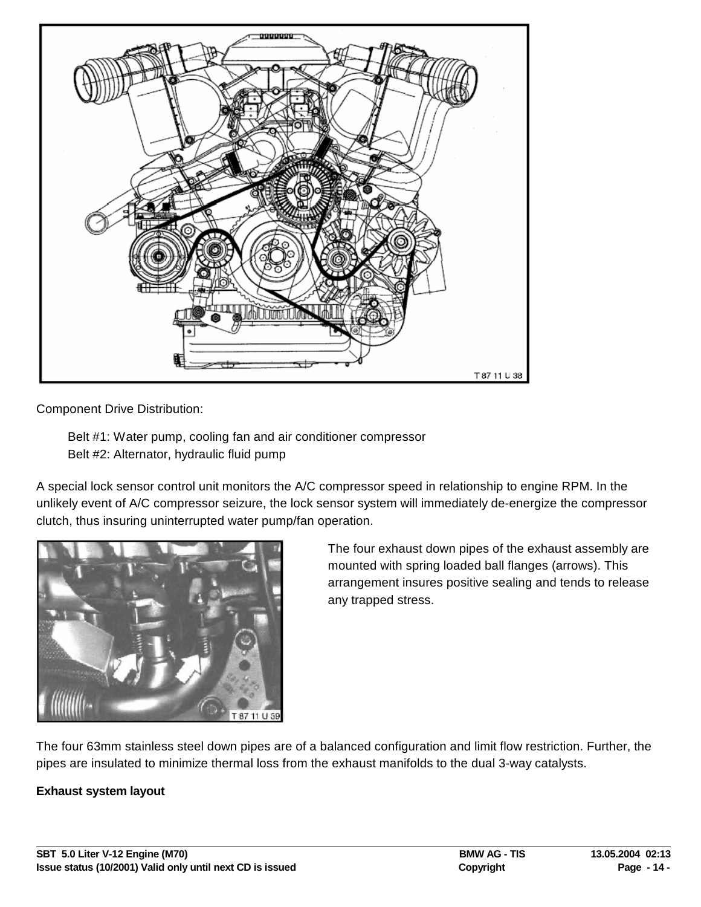Component Drive Distribution:

Belt #1: Water pump, cooling fan and air conditioner compressor
Belt #2: Alternator, hydraulic fluid pump

A special lock sensor control unit monitors the A/C compressor speed in relationship to engine RPM. In the unlikely event of A/C compressor seizure, the lock sensor system will immediately de-energize the compressor clutch, thus insuring uninterrupted water pump/fan operation.

The four exhaust down pipes of the exhaust assembly are mounted with spring loaded ball flanges (arrows). This arrangement insures positive sealing and tends to release any trapped stress.

The four 63mm stainless steel down pipes are of a balanced configuration and limit flow restriction. Further, the pipes are insulated to minimize thermal loss from the exhaust manifolds to the dual 3-way catalysts.

**Exhaust system layout**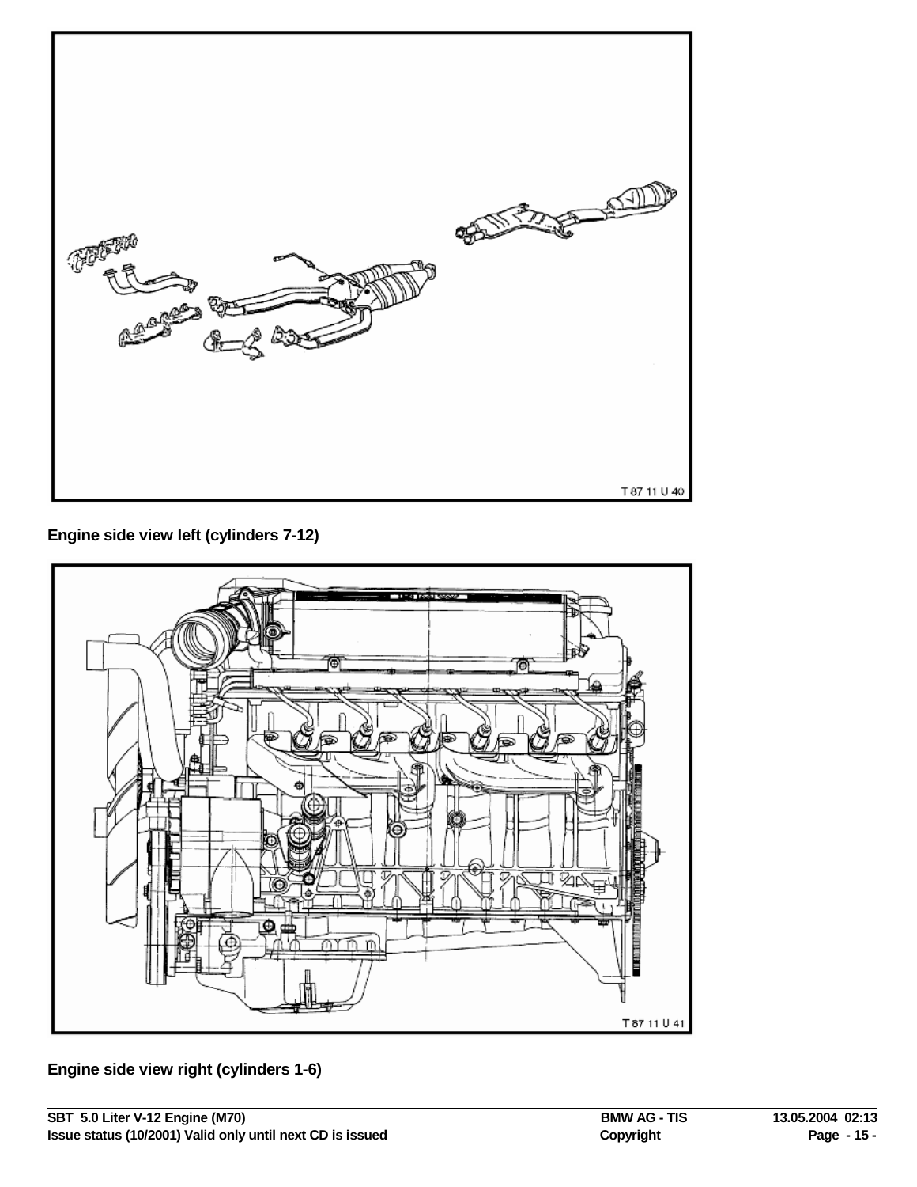T 87 11 U 40

**Engine side view left (cylinders 7-12)**

T 87 11 U 41

**Engine side view right (cylinders 1-6)**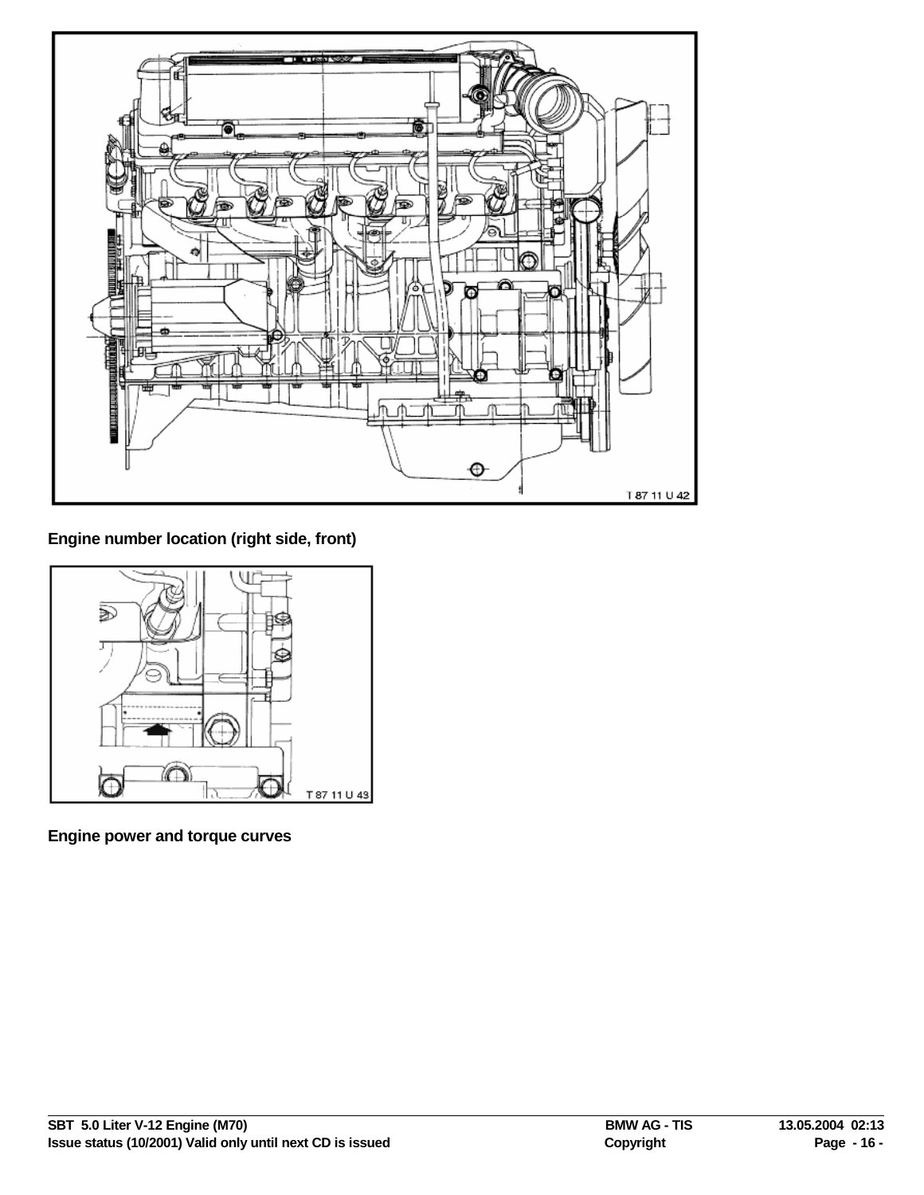**Engine number location (right side, front)**

**Engine power and torque curves**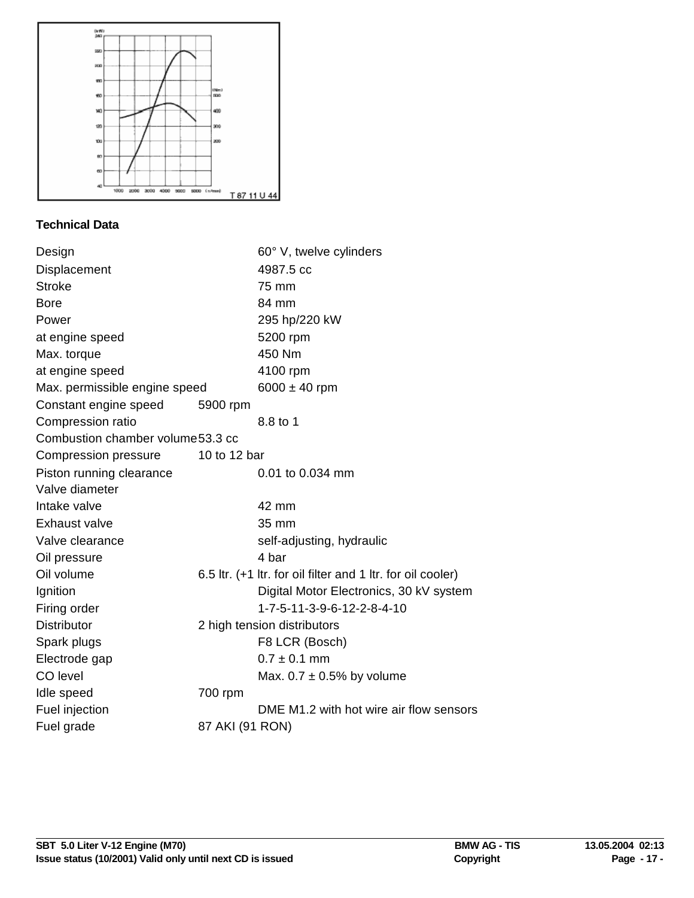(kW)
240
220
200
180
160
140
120
100
80
60
40

(Nm)
500
400
300
200

1000 2000 3000 4000 5000 6000 (n/min)

T 87 11 U 44

**Technical Data**

| | |
|---|---|
| Design | 60° V, twelve cylinders |
| Displacement | 4987.5 cc |
| Stroke | 75 mm |
| Bore | 84 mm |
| Power | 295 hp/220 kW |
| at engine speed | 5200 rpm |
| Max. torque | 450 Nm |
| at engine speed | 4100 rpm |
| Max. permissible engine speed | 6000 ± 40 rpm |
| Constant engine speed | 5900 rpm |
| Compression ratio | 8.8 to 1 |
| Combustion chamber volume | 53.3 cc |
| Compression pressure | 10 to 12 bar |
| Piston running clearance | 0.01 to 0.034 mm |
| Valve diameter | |
| Intake valve | 42 mm |
| Exhaust valve | 35 mm |
| Valve clearance | self-adjusting, hydraulic |
| Oil pressure | 4 bar |
| Oil volume | 6.5 ltr. (+1 ltr. for oil filter and 1 ltr. for oil cooler) |
| Ignition | Digital Motor Electronics, 30 kV system |
| Firing order | 1-7-5-11-3-9-6-12-2-8-4-10 |
| Distributor | 2 high tension distributors |
| Spark plugs | F8 LCR (Bosch) |
| Electrode gap | 0.7 ± 0.1 mm |
| CO level | Max. 0.7 ± 0.5% by volume |
| Idle speed | 700 rpm |
| Fuel injection | DME M1.2 with hot wire air flow sensors |
| Fuel grade | 87 AKI (91 RON) |